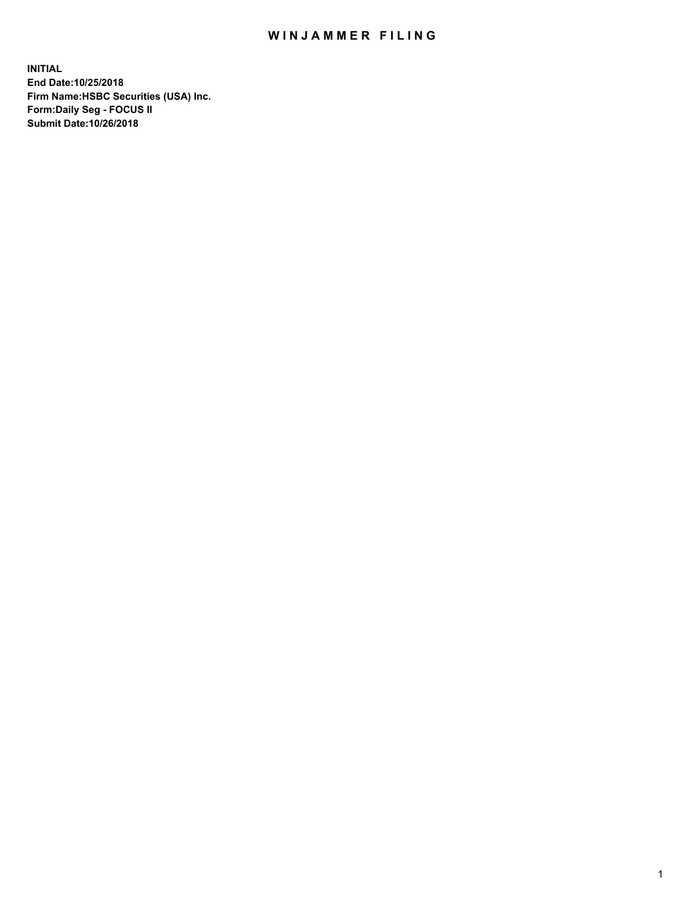# WINJAMMER FILING

**INITIAL**
**End Date:10/25/2018**
**Firm Name:HSBC Securities (USA) Inc.**
**Form:Daily Seg - FOCUS II**
**Submit Date:10/26/2018**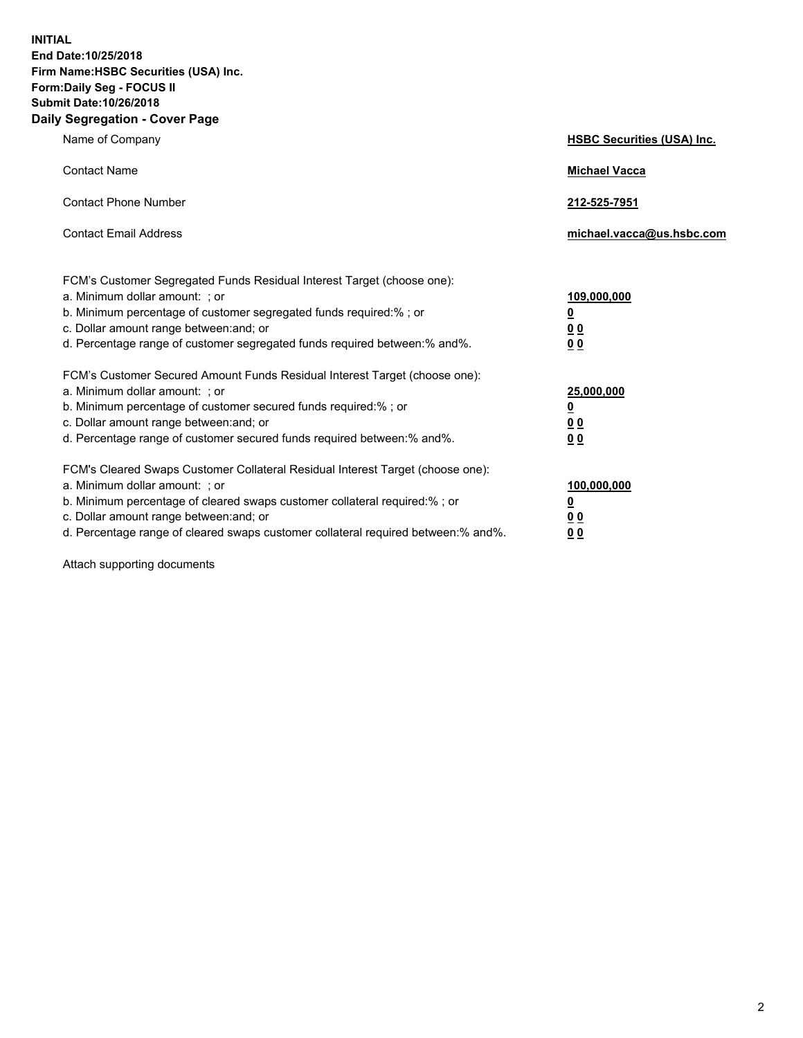**INITIAL**
**End Date:10/25/2018**
**Firm Name:HSBC Securities (USA) Inc.**
**Form:Daily Seg - FOCUS II**
**Submit Date:10/26/2018**

## Daily Segregation - Cover Page

| | |
|---|---|
| Name of Company | **HSBC Securities (USA) Inc.** |
| Contact Name | **Michael Vacca** |
| Contact Phone Number | **212-525-7951** |
| Contact Email Address | **michael.vacca@us.hsbc.com** |

| | |
|---|---|
| FCM's Customer Segregated Funds Residual Interest Target (choose one): | |
| a. Minimum dollar amount: ; or | **109,000,000** |
| b. Minimum percentage of customer segregated funds required:% ; or | **0** |
| c. Dollar amount range between:and; or | **0 0** |
| d. Percentage range of customer segregated funds required between:% and%. | **0 0** |
| FCM's Customer Secured Amount Funds Residual Interest Target (choose one): | |
| a. Minimum dollar amount: ; or | **25,000,000** |
| b. Minimum percentage of customer secured funds required:% ; or | **0** |
| c. Dollar amount range between:and; or | **0 0** |
| d. Percentage range of customer secured funds required between:% and%. | **0 0** |
| FCM's Cleared Swaps Customer Collateral Residual Interest Target (choose one): | |
| a. Minimum dollar amount: ; or | **100,000,000** |
| b. Minimum percentage of cleared swaps customer collateral required:% ; or | **0** |
| c. Dollar amount range between:and; or | **0 0** |
| d. Percentage range of cleared swaps customer collateral required between:% and%. | **0 0** |

Attach supporting documents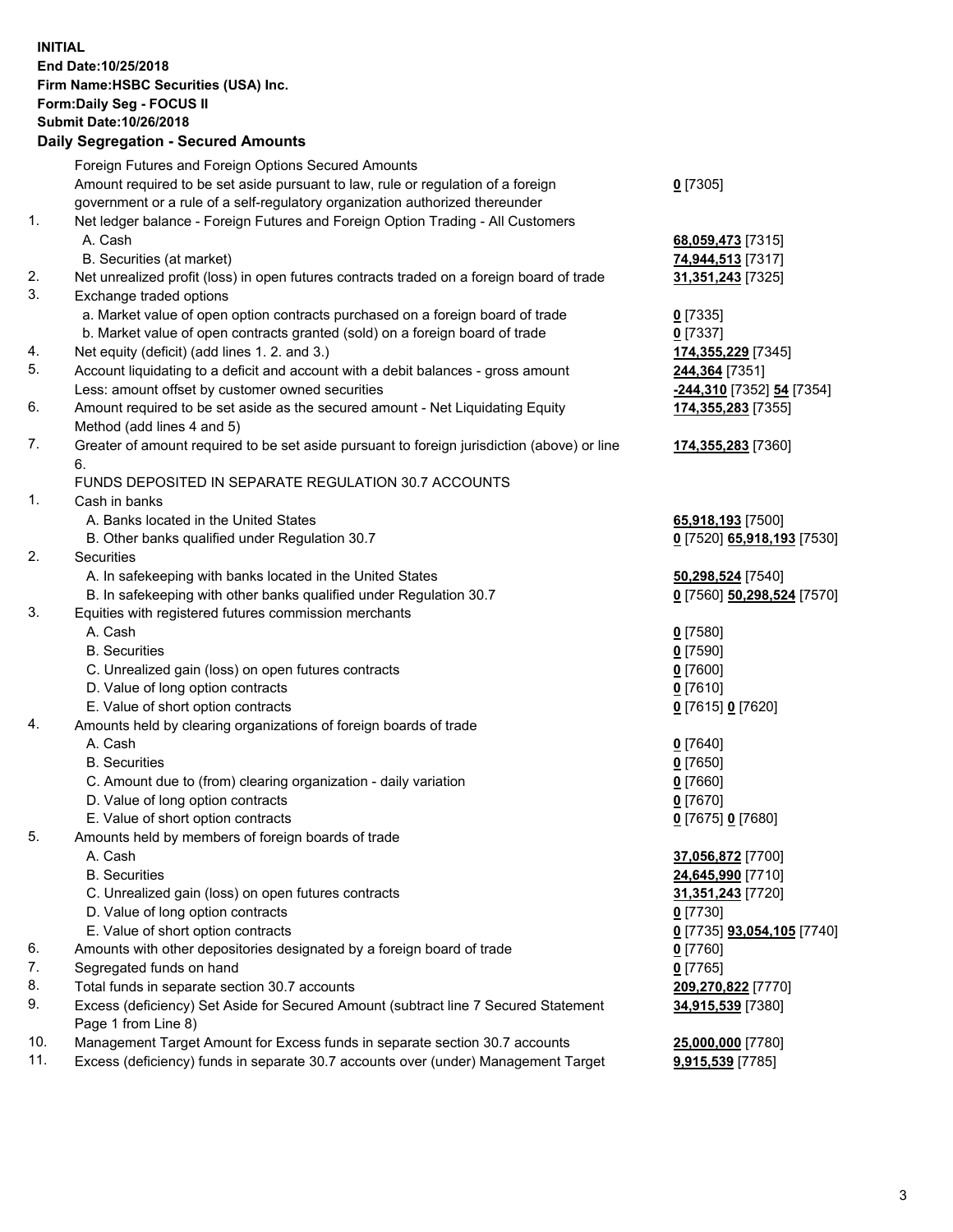**INITIAL**
**End Date:10/25/2018**
**Firm Name:HSBC Securities (USA) Inc.**
**Form:Daily Seg - FOCUS II**
**Submit Date:10/26/2018**

**Daily Segregation - Secured Amounts**

| | | |
|---|---|---|
| | Foreign Futures and Foreign Options Secured Amounts | |
| | Amount required to be set aside pursuant to law, rule or regulation of a foreign government or a rule of a self-regulatory organization authorized thereunder | **0** [7305] |
| 1. | Net ledger balance - Foreign Futures and Foreign Option Trading - All Customers | |
| | A. Cash | **68,059,473** [7315] |
| | B. Securities (at market) | **74,944,513** [7317] |
| 2. | Net unrealized profit (loss) in open futures contracts traded on a foreign board of trade | **31,351,243** [7325] |
| 3. | Exchange traded options | |
| | a. Market value of open option contracts purchased on a foreign board of trade | **0** [7335] |
| | b. Market value of open contracts granted (sold) on a foreign board of trade | **0** [7337] |
| 4. | Net equity (deficit) (add lines 1. 2. and 3.) | **174,355,229** [7345] |
| 5. | Account liquidating to a deficit and account with a debit balances - gross amount | **244,364** [7351] |
| | Less: amount offset by customer owned securities | **-244,310** [7352] **54** [7354] |
| 6. | Amount required to be set aside as the secured amount - Net Liquidating Equity Method (add lines 4 and 5) | **174,355,283** [7355] |
| 7. | Greater of amount required to be set aside pursuant to foreign jurisdiction (above) or line 6. | **174,355,283** [7360] |
| | FUNDS DEPOSITED IN SEPARATE REGULATION 30.7 ACCOUNTS | |
| 1. | Cash in banks | |
| | A. Banks located in the United States | **65,918,193** [7500] |
| | B. Other banks qualified under Regulation 30.7 | **0** [7520] **65,918,193** [7530] |
| 2. | Securities | |
| | A. In safekeeping with banks located in the United States | **50,298,524** [7540] |
| | B. In safekeeping with other banks qualified under Regulation 30.7 | **0** [7560] **50,298,524** [7570] |
| 3. | Equities with registered futures commission merchants | |
| | A. Cash | **0** [7580] |
| | B. Securities | **0** [7590] |
| | C. Unrealized gain (loss) on open futures contracts | **0** [7600] |
| | D. Value of long option contracts | **0** [7610] |
| | E. Value of short option contracts | **0** [7615] **0** [7620] |
| 4. | Amounts held by clearing organizations of foreign boards of trade | |
| | A. Cash | **0** [7640] |
| | B. Securities | **0** [7650] |
| | C. Amount due to (from) clearing organization - daily variation | **0** [7660] |
| | D. Value of long option contracts | **0** [7670] |
| | E. Value of short option contracts | **0** [7675] **0** [7680] |
| 5. | Amounts held by members of foreign boards of trade | |
| | A. Cash | **37,056,872** [7700] |
| | B. Securities | **24,645,990** [7710] |
| | C. Unrealized gain (loss) on open futures contracts | **31,351,243** [7720] |
| | D. Value of long option contracts | **0** [7730] |
| | E. Value of short option contracts | **0** [7735] **93,054,105** [7740] |
| 6. | Amounts with other depositories designated by a foreign board of trade | **0** [7760] |
| 7. | Segregated funds on hand | **0** [7765] |
| 8. | Total funds in separate section 30.7 accounts | **209,270,822** [7770] |
| 9. | Excess (deficiency) Set Aside for Secured Amount (subtract line 7 Secured Statement Page 1 from Line 8) | **34,915,539** [7380] |
| 10. | Management Target Amount for Excess funds in separate section 30.7 accounts | **25,000,000** [7780] |
| 11. | Excess (deficiency) funds in separate 30.7 accounts over (under) Management Target | **9,915,539** [7785] |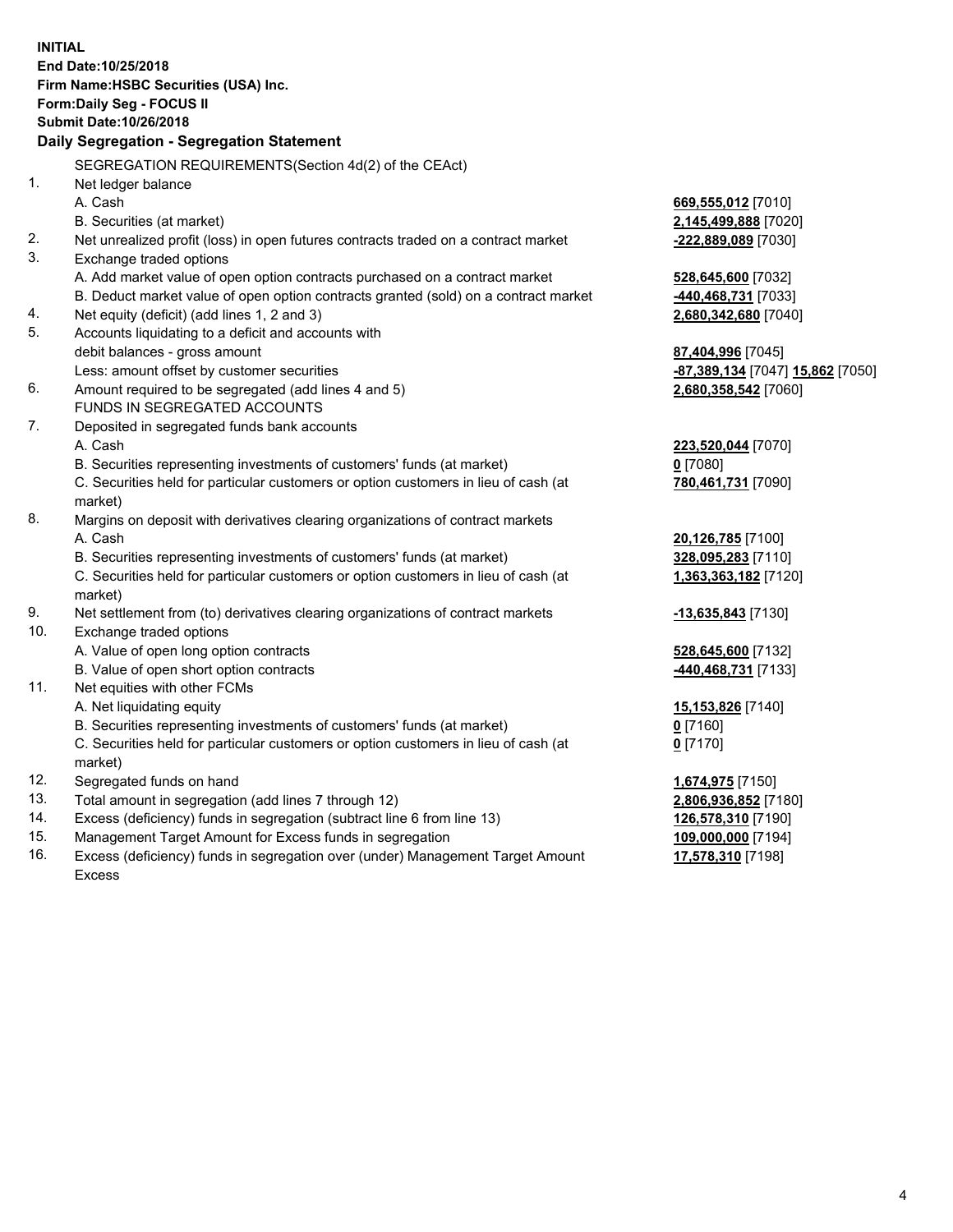**INITIAL**
**End Date:10/25/2018**
**Firm Name:HSBC Securities (USA) Inc.**
**Form:Daily Seg - FOCUS II**
**Submit Date:10/26/2018**

## Daily Segregation - Segregation Statement

| | | |
|---|---|---|
| | SEGREGATION REQUIREMENTS(Section 4d(2) of the CEAct) | |
| 1. | Net ledger balance | |
| | A. Cash | **669,555,012** [7010] |
| | B. Securities (at market) | **2,145,499,888** [7020] |
| 2. | Net unrealized profit (loss) in open futures contracts traded on a contract market | **-222,889,089** [7030] |
| 3. | Exchange traded options | |
| | A. Add market value of open option contracts purchased on a contract market | **528,645,600** [7032] |
| | B. Deduct market value of open option contracts granted (sold) on a contract market | **-440,468,731** [7033] |
| 4. | Net equity (deficit) (add lines 1, 2 and 3) | **2,680,342,680** [7040] |
| 5. | Accounts liquidating to a deficit and accounts with debit balances - gross amount | **87,404,996** [7045] |
| | Less: amount offset by customer securities | **-87,389,134** [7047] **15,862** [7050] |
| 6. | Amount required to be segregated (add lines 4 and 5) | **2,680,358,542** [7060] |
| | FUNDS IN SEGREGATED ACCOUNTS | |
| 7. | Deposited in segregated funds bank accounts | |
| | A. Cash | **223,520,044** [7070] |
| | B. Securities representing investments of customers' funds (at market) | **0** [7080] |
| | C. Securities held for particular customers or option customers in lieu of cash (at market) | **780,461,731** [7090] |
| 8. | Margins on deposit with derivatives clearing organizations of contract markets | |
| | A. Cash | **20,126,785** [7100] |
| | B. Securities representing investments of customers' funds (at market) | **328,095,283** [7110] |
| | C. Securities held for particular customers or option customers in lieu of cash (at market) | **1,363,363,182** [7120] |
| 9. | Net settlement from (to) derivatives clearing organizations of contract markets | **-13,635,843** [7130] |
| 10. | Exchange traded options | |
| | A. Value of open long option contracts | **528,645,600** [7132] |
| | B. Value of open short option contracts | **-440,468,731** [7133] |
| 11. | Net equities with other FCMs | |
| | A. Net liquidating equity | **15,153,826** [7140] |
| | B. Securities representing investments of customers' funds (at market) | **0** [7160] |
| | C. Securities held for particular customers or option customers in lieu of cash (at market) | **0** [7170] |
| 12. | Segregated funds on hand | **1,674,975** [7150] |
| 13. | Total amount in segregation (add lines 7 through 12) | **2,806,936,852** [7180] |
| 14. | Excess (deficiency) funds in segregation (subtract line 6 from line 13) | **126,578,310** [7190] |
| 15. | Management Target Amount for Excess funds in segregation | **109,000,000** [7194] |
| 16. | Excess (deficiency) funds in segregation over (under) Management Target Amount Excess | **17,578,310** [7198] |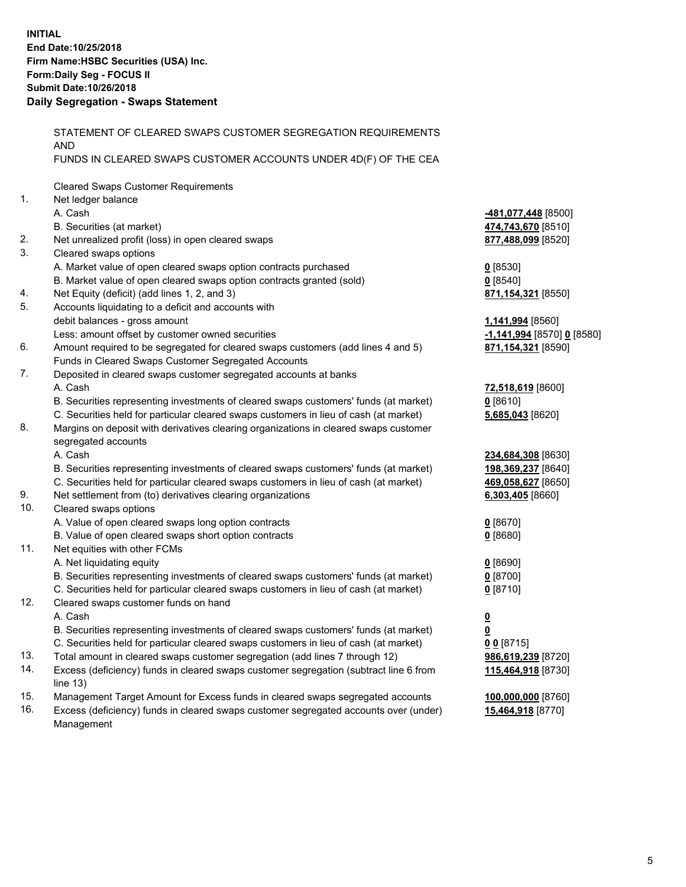**INITIAL**
**End Date:10/25/2018**
**Firm Name:HSBC Securities (USA) Inc.**
**Form:Daily Seg - FOCUS II**
**Submit Date:10/26/2018**
**Daily Segregation - Swaps Statement**

STATEMENT OF CLEARED SWAPS CUSTOMER SEGREGATION REQUIREMENTS AND FUNDS IN CLEARED SWAPS CUSTOMER ACCOUNTS UNDER 4D(F) OF THE CEA

| | | |
|---|---|---|
| | Cleared Swaps Customer Requirements | |
| 1. | Net ledger balance | |
| | A. Cash | **-481,077,448** [8500] |
| | B. Securities (at market) | **474,743,670** [8510] |
| 2. | Net unrealized profit (loss) in open cleared swaps | **877,488,099** [8520] |
| 3. | Cleared swaps options | |
| | A. Market value of open cleared swaps option contracts purchased | **0** [8530] |
| | B. Market value of open cleared swaps option contracts granted (sold) | **0** [8540] |
| 4. | Net Equity (deficit) (add lines 1, 2, and 3) | **871,154,321** [8550] |
| 5. | Accounts liquidating to a deficit and accounts with debit balances - gross amount | **1,141,994** [8560] |
| | Less: amount offset by customer owned securities | **-1,141,994** [8570] **0** [8580] |
| 6. | Amount required to be segregated for cleared swaps customers (add lines 4 and 5) | **871,154,321** [8590] |
| | Funds in Cleared Swaps Customer Segregated Accounts | |
| 7. | Deposited in cleared swaps customer segregated accounts at banks | |
| | A. Cash | **72,518,619** [8600] |
| | B. Securities representing investments of cleared swaps customers' funds (at market) | **0** [8610] |
| | C. Securities held for particular cleared swaps customers in lieu of cash (at market) | **5,685,043** [8620] |
| 8. | Margins on deposit with derivatives clearing organizations in cleared swaps customer segregated accounts | |
| | A. Cash | **234,684,308** [8630] |
| | B. Securities representing investments of cleared swaps customers' funds (at market) | **198,369,237** [8640] |
| | C. Securities held for particular cleared swaps customers in lieu of cash (at market) | **469,058,627** [8650] |
| 9. | Net settlement from (to) derivatives clearing organizations | **6,303,405** [8660] |
| 10. | Cleared swaps options | |
| | A. Value of open cleared swaps long option contracts | **0** [8670] |
| | B. Value of open cleared swaps short option contracts | **0** [8680] |
| 11. | Net equities with other FCMs | |
| | A. Net liquidating equity | **0** [8690] |
| | B. Securities representing investments of cleared swaps customers' funds (at market) | **0** [8700] |
| | C. Securities held for particular cleared swaps customers in lieu of cash (at market) | **0** [8710] |
| 12. | Cleared swaps customer funds on hand | |
| | A. Cash | **0** |
| | B. Securities representing investments of cleared swaps customers' funds (at market) | **0** |
| | C. Securities held for particular cleared swaps customers in lieu of cash (at market) | **0** **0** [8715] |
| 13. | Total amount in cleared swaps customer segregation (add lines 7 through 12) | **986,619,239** [8720] |
| 14. | Excess (deficiency) funds in cleared swaps customer segregation (subtract line 6 from line 13) | **115,464,918** [8730] |
| 15. | Management Target Amount for Excess funds in cleared swaps segregated accounts | **100,000,000** [8760] |
| 16. | Excess (deficiency) funds in cleared swaps customer segregated accounts over (under) Management | **15,464,918** [8770] |